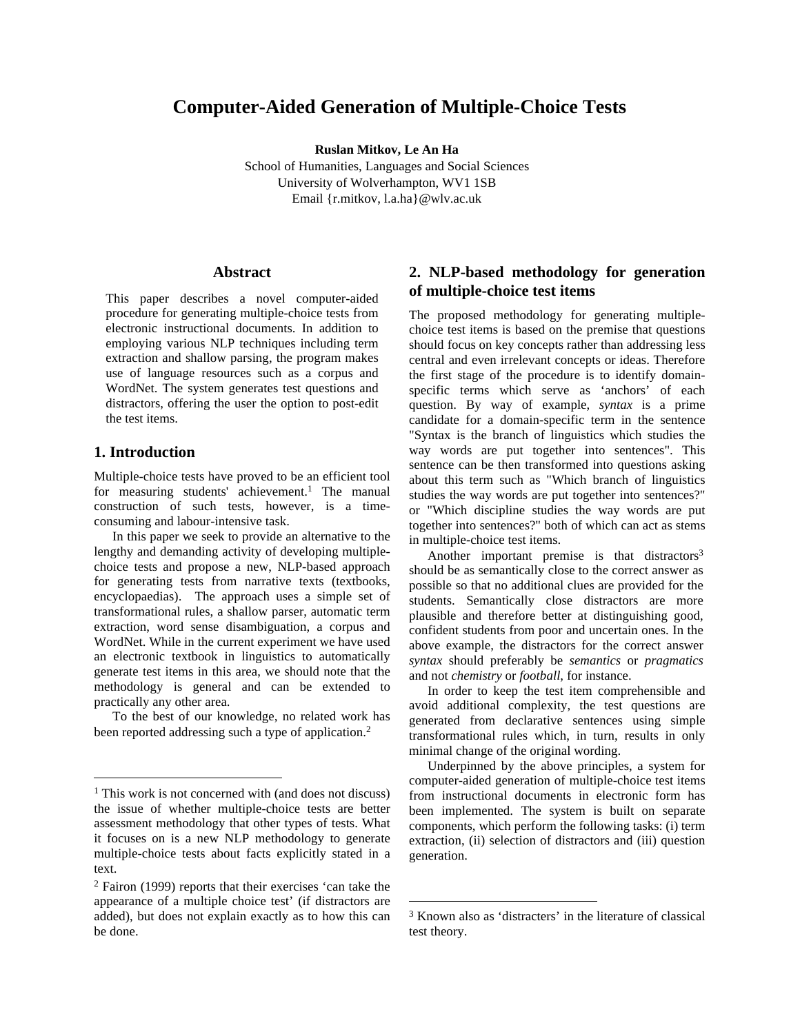# Computer-Aided Generation of Multiple-Choice Tests

**Ruslan Mitkov, Le An Ha**

School of Humanities, Languages and Social Sciences
University of Wolverhampton, WV1 1SB
Email {r.mitkov, l.a.ha}@wlv.ac.uk

## Abstract

This paper describes a novel computer-aided procedure for generating multiple-choice tests from electronic instructional documents. In addition to employing various NLP techniques including term extraction and shallow parsing, the program makes use of language resources such as a corpus and WordNet. The system generates test questions and distractors, offering the user the option to post-edit the test items.

## 1. Introduction

Multiple-choice tests have proved to be an efficient tool for measuring students' achievement.[1] The manual construction of such tests, however, is a time-consuming and labour-intensive task.

In this paper we seek to provide an alternative to the lengthy and demanding activity of developing multiple-choice tests and propose a new, NLP-based approach for generating tests from narrative texts (textbooks, encyclopaedias). The approach uses a simple set of transformational rules, a shallow parser, automatic term extraction, word sense disambiguation, a corpus and WordNet. While in the current experiment we have used an electronic textbook in linguistics to automatically generate test items in this area, we should note that the methodology is general and can be extended to practically any other area.

To the best of our knowledge, no related work has been reported addressing such a type of application.[2]

[1] This work is not concerned with (and does not discuss) the issue of whether multiple-choice tests are better assessment methodology that other types of tests. What it focuses on is a new NLP methodology to generate multiple-choice tests about facts explicitly stated in a text.

[2] Fairon (1999) reports that their exercises 'can take the appearance of a multiple choice test' (if distractors are added), but does not explain exactly as to how this can be done.

## 2. NLP-based methodology for generation of multiple-choice test items

The proposed methodology for generating multiple-choice test items is based on the premise that questions should focus on key concepts rather than addressing less central and even irrelevant concepts or ideas. Therefore the first stage of the procedure is to identify domain-specific terms which serve as 'anchors' of each question. By way of example, *syntax* is a prime candidate for a domain-specific term in the sentence "Syntax is the branch of linguistics which studies the way words are put together into sentences". This sentence can be then transformed into questions asking about this term such as "Which branch of linguistics studies the way words are put together into sentences?" or "Which discipline studies the way words are put together into sentences?" both of which can act as stems in multiple-choice test items.

Another important premise is that distractors[3] should be as semantically close to the correct answer as possible so that no additional clues are provided for the students. Semantically close distractors are more plausible and therefore better at distinguishing good, confident students from poor and uncertain ones. In the above example, the distractors for the correct answer *syntax* should preferably be *semantics* or *pragmatics* and not *chemistry* or *football*, for instance.

In order to keep the test item comprehensible and avoid additional complexity, the test questions are generated from declarative sentences using simple transformational rules which, in turn, results in only minimal change of the original wording.

Underpinned by the above principles, a system for computer-aided generation of multiple-choice test items from instructional documents in electronic form has been implemented. The system is built on separate components, which perform the following tasks: (i) term extraction, (ii) selection of distractors and (iii) question generation.

[3] Known also as 'distracters' in the literature of classical test theory.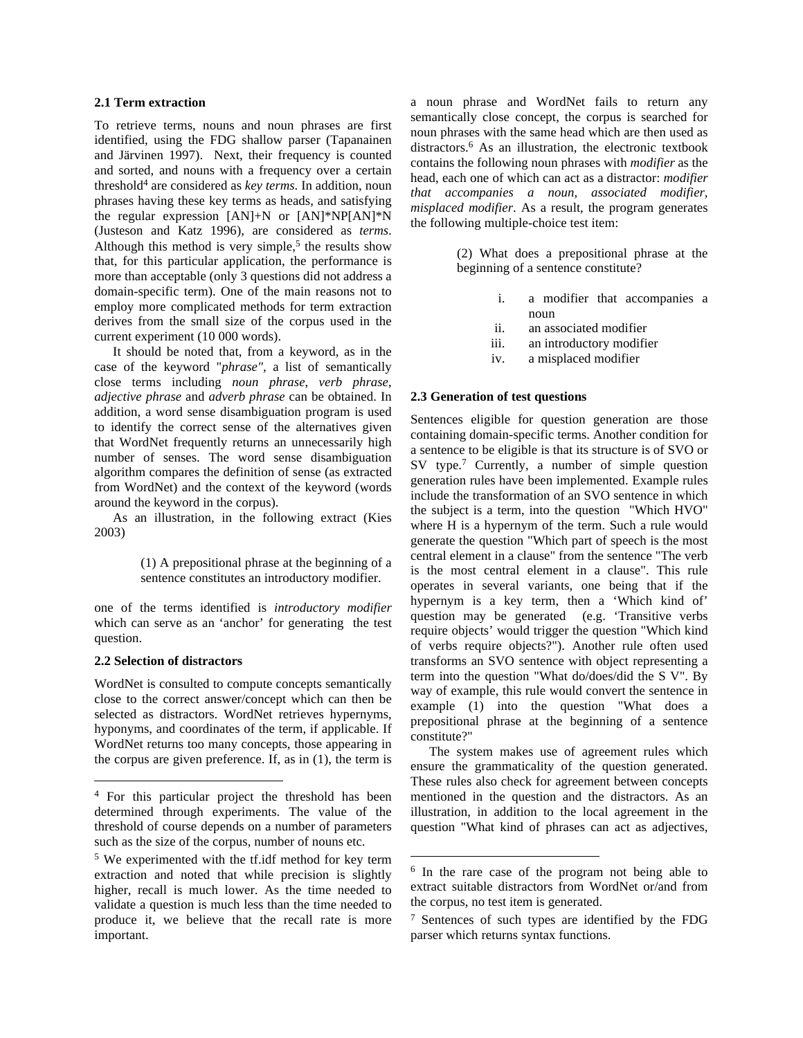### 2.1 Term extraction

To retrieve terms, nouns and noun phrases are first identified, using the FDG shallow parser (Tapanainen and Järvinen 1997). Next, their frequency is counted and sorted, and nouns with a frequency over a certain threshold[4] are considered as *key terms*. In addition, noun phrases having these key terms as heads, and satisfying the regular expression [AN]+N or [AN]*NP[AN]*N (Justeson and Katz 1996), are considered as *terms*. Although this method is very simple,[5] the results show that, for this particular application, the performance is more than acceptable (only 3 questions did not address a domain-specific term). One of the main reasons not to employ more complicated methods for term extraction derives from the small size of the corpus used in the current experiment (10 000 words).

It should be noted that, from a keyword, as in the case of the keyword "*phrase"*, a list of semantically close terms including *noun phrase*, *verb phrase*, *adjective phrase* and *adverb phrase* can be obtained. In addition, a word sense disambiguation program is used to identify the correct sense of the alternatives given that WordNet frequently returns an unnecessarily high number of senses. The word sense disambiguation algorithm compares the definition of sense (as extracted from WordNet) and the context of the keyword (words around the keyword in the corpus).

As an illustration, in the following extract (Kies 2003)

> (1) A prepositional phrase at the beginning of a sentence constitutes an introductory modifier.

one of the terms identified is *introductory modifier* which can serve as an 'anchor' for generating the test question.

### 2.2 Selection of distractors

WordNet is consulted to compute concepts semantically close to the correct answer/concept which can then be selected as distractors. WordNet retrieves hypernyms, hyponyms, and coordinates of the term, if applicable. If WordNet returns too many concepts, those appearing in the corpus are given preference. If, as in (1), the term is a noun phrase and WordNet fails to return any semantically close concept, the corpus is searched for noun phrases with the same head which are then used as distractors.[6] As an illustration, the electronic textbook contains the following noun phrases with *modifier* as the head, each one of which can act as a distractor: *modifier that accompanies a noun, associated modifier, misplaced modifier*. As a result, the program generates the following multiple-choice test item:

> (2) What does a prepositional phrase at the beginning of a sentence constitute?
>
> i. a modifier that accompanies a noun
> ii. an associated modifier
> iii. an introductory modifier
> iv. a misplaced modifier

### 2.3 Generation of test questions

Sentences eligible for question generation are those containing domain-specific terms. Another condition for a sentence to be eligible is that its structure is of SVO or SV type.[7] Currently, a number of simple question generation rules have been implemented. Example rules include the transformation of an SVO sentence in which the subject is a term, into the question "Which HVO" where H is a hypernym of the term. Such a rule would generate the question "Which part of speech is the most central element in a clause" from the sentence "The verb is the most central element in a clause". This rule operates in several variants, one being that if the hypernym is a key term, then a 'Which kind of' question may be generated (e.g. 'Transitive verbs require objects' would trigger the question "Which kind of verbs require objects?"). Another rule often used transforms an SVO sentence with object representing a term into the question "What do/does/did the S V". By way of example, this rule would convert the sentence in example (1) into the question "What does a prepositional phrase at the beginning of a sentence constitute?"

The system makes use of agreement rules which ensure the grammaticality of the question generated. These rules also check for agreement between concepts mentioned in the question and the distractors. As an illustration, in addition to the local agreement in the question "What kind of phrases can act as adjectives,

---

[4] For this particular project the threshold has been determined through experiments. The value of the threshold of course depends on a number of parameters such as the size of the corpus, number of nouns etc.

[5] We experimented with the tf.idf method for key term extraction and noted that while precision is slightly higher, recall is much lower. As the time needed to validate a question is much less than the time needed to produce it, we believe that the recall rate is more important.

[6] In the rare case of the program not being able to extract suitable distractors from WordNet or/and from the corpus, no test item is generated.

[7] Sentences of such types are identified by the FDG parser which returns syntax functions.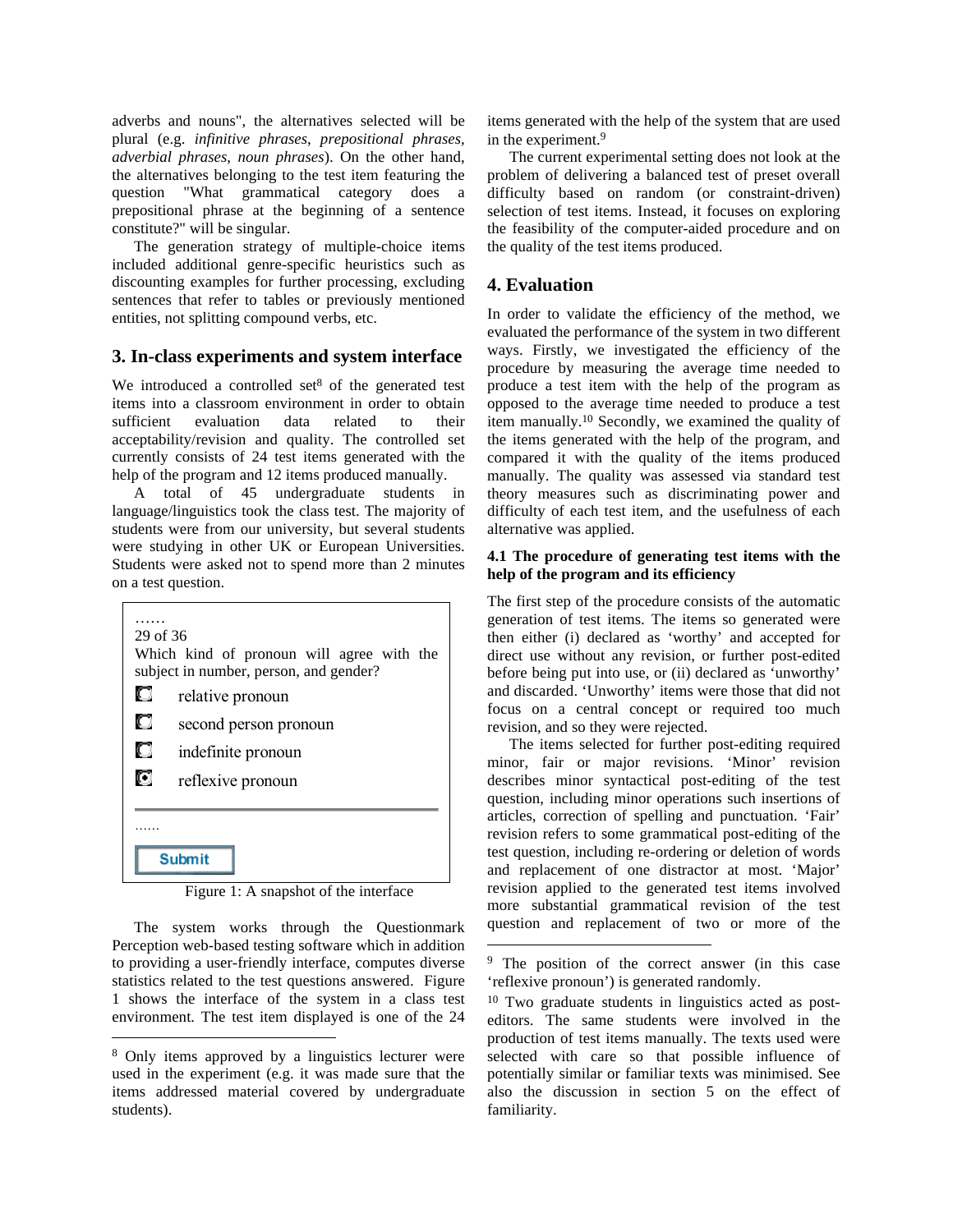adverbs and nouns", the alternatives selected will be plural (e.g. *infinitive phrases*, *prepositional phrases*, *adverbial phrases*, *noun phrases*). On the other hand, the alternatives belonging to the test item featuring the question "What grammatical category does a prepositional phrase at the beginning of a sentence constitute?" will be singular.

The generation strategy of multiple-choice items included additional genre-specific heuristics such as discounting examples for further processing, excluding sentences that refer to tables or previously mentioned entities, not splitting compound verbs, etc.

## 3. In-class experiments and system interface

We introduced a controlled set[8] of the generated test items into a classroom environment in order to obtain sufficient evaluation data related to their acceptability/revision and quality. The controlled set currently consists of 24 test items generated with the help of the program and 12 items produced manually.

A total of 45 undergraduate students in language/linguistics took the class test. The majority of students were from our university, but several students were studying in other UK or European Universities. Students were asked not to spend more than 2 minutes on a test question.

……
29 of 36
Which kind of pronoun will agree with the subject in number, person, and gender?

- relative pronoun
- second person pronoun
- indefinite pronoun
- reflexive pronoun (selected)

……
Submit

Figure 1: A snapshot of the interface

The system works through the Questionmark Perception web-based testing software which in addition to providing a user-friendly interface, computes diverse statistics related to the test questions answered. Figure 1 shows the interface of the system in a class test environment. The test item displayed is one of the 24 items generated with the help of the system that are used in the experiment.[9]

The current experimental setting does not look at the problem of delivering a balanced test of preset overall difficulty based on random (or constraint-driven) selection of test items. Instead, it focuses on exploring the feasibility of the computer-aided procedure and on the quality of the test items produced.

## 4. Evaluation

In order to validate the efficiency of the method, we evaluated the performance of the system in two different ways. Firstly, we investigated the efficiency of the procedure by measuring the average time needed to produce a test item with the help of the program as opposed to the average time needed to produce a test item manually.[10] Secondly, we examined the quality of the items generated with the help of the program, and compared it with the quality of the items produced manually. The quality was assessed via standard test theory measures such as discriminating power and difficulty of each test item, and the usefulness of each alternative was applied.

### 4.1 The procedure of generating test items with the help of the program and its efficiency

The first step of the procedure consists of the automatic generation of test items. The items so generated were then either (i) declared as 'worthy' and accepted for direct use without any revision, or further post-edited before being put into use, or (ii) declared as 'unworthy' and discarded. 'Unworthy' items were those that did not focus on a central concept or required too much revision, and so they were rejected.

The items selected for further post-editing required minor, fair or major revisions. 'Minor' revision describes minor syntactical post-editing of the test question, including minor operations such insertions of articles, correction of spelling and punctuation. 'Fair' revision refers to some grammatical post-editing of the test question, including re-ordering or deletion of words and replacement of one distractor at most. 'Major' revision applied to the generated test items involved more substantial grammatical revision of the test question and replacement of two or more of the

---

[8] Only items approved by a linguistics lecturer were used in the experiment (e.g. it was made sure that the items addressed material covered by undergraduate students).

[9] The position of the correct answer (in this case 'reflexive pronoun') is generated randomly.

[10] Two graduate students in linguistics acted as post-editors. The same students were involved in the production of test items manually. The texts used were selected with care so that possible influence of potentially similar or familiar texts was minimised. See also the discussion in section 5 on the effect of familiarity.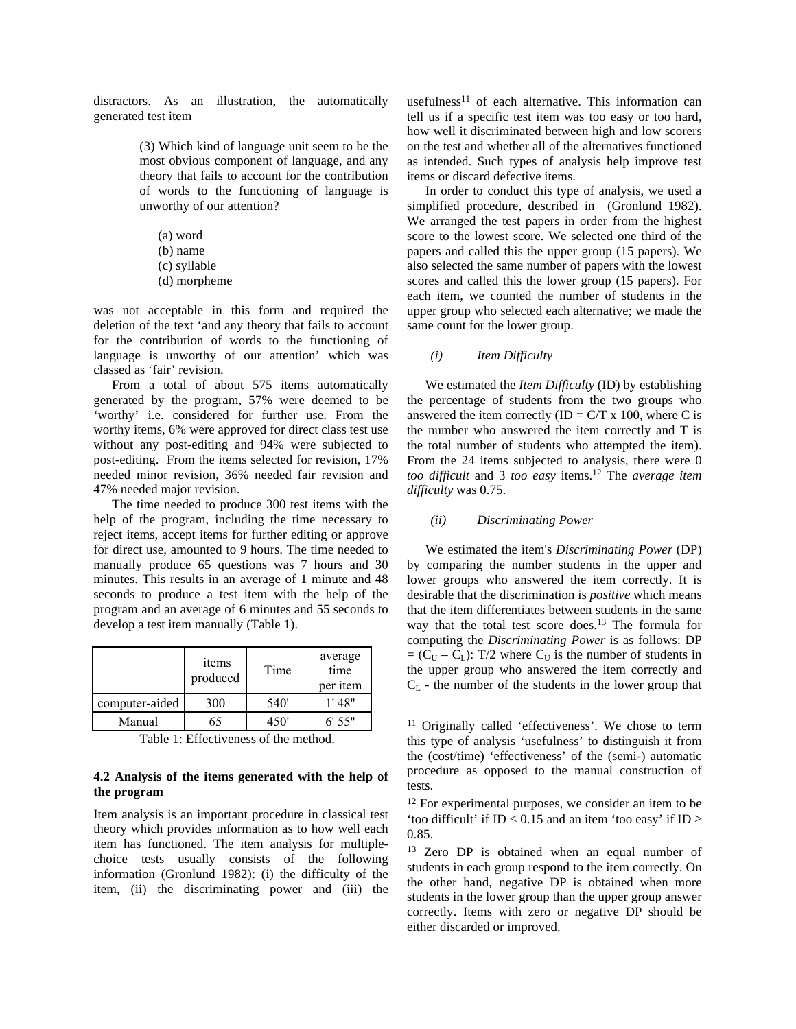distractors. As an illustration, the automatically generated test item

> (3) Which kind of language unit seem to be the most obvious component of language, and any theory that fails to account for the contribution of words to the functioning of language is unworthy of our attention?
>
> (a) word
> (b) name
> (c) syllable
> (d) morpheme

was not acceptable in this form and required the deletion of the text 'and any theory that fails to account for the contribution of words to the functioning of language is unworthy of our attention' which was classed as 'fair' revision.

From a total of about 575 items automatically generated by the program, 57% were deemed to be 'worthy' i.e. considered for further use. From the worthy items, 6% were approved for direct class test use without any post-editing and 94% were subjected to post-editing. From the items selected for revision, 17% needed minor revision, 36% needed fair revision and 47% needed major revision.

The time needed to produce 300 test items with the help of the program, including the time necessary to reject items, accept items for further editing or approve for direct use, amounted to 9 hours. The time needed to manually produce 65 questions was 7 hours and 30 minutes. This results in an average of 1 minute and 48 seconds to produce a test item with the help of the program and an average of 6 minutes and 55 seconds to develop a test item manually (Table 1).

| | items produced | Time | average time per item |
|---|---|---|---|
| computer-aided | 300 | 540' | 1' 48" |
| Manual | 65 | 450' | 6' 55" |

Table 1: Effectiveness of the method.

### 4.2 Analysis of the items generated with the help of the program

Item analysis is an important procedure in classical test theory which provides information as to how well each item has functioned. The item analysis for multiple-choice tests usually consists of the following information (Gronlund 1982): (i) the difficulty of the item, (ii) the discriminating power and (iii) the usefulness[11] of each alternative. This information can tell us if a specific test item was too easy or too hard, how well it discriminated between high and low scorers on the test and whether all of the alternatives functioned as intended. Such types of analysis help improve test items or discard defective items.

In order to conduct this type of analysis, we used a simplified procedure, described in (Gronlund 1982). We arranged the test papers in order from the highest score to the lowest score. We selected one third of the papers and called this the upper group (15 papers). We also selected the same number of papers with the lowest scores and called this the lower group (15 papers). For each item, we counted the number of students in the upper group who selected each alternative; we made the same count for the lower group.

#### *(i) Item Difficulty*

We estimated the *Item Difficulty* (ID) by establishing the percentage of students from the two groups who answered the item correctly ($ID = C/T \times 100$, where C is the number who answered the item correctly and T is the total number of students who attempted the item). From the 24 items subjected to analysis, there were 0 *too difficult* and 3 *too easy* items.[12] The *average item difficulty* was 0.75.

#### *(ii) Discriminating Power*

We estimated the item's *Discriminating Power* (DP) by comparing the number students in the upper and lower groups who answered the item correctly. It is desirable that the discrimination is *positive* which means that the item differentiates between students in the same way that the total test score does.[13] The formula for computing the *Discriminating Power* is as follows: $DP = (C_U - C_L): T/2$ where $C_U$ is the number of students in the upper group who answered the item correctly and $C_L$ - the number of the students in the lower group that

---

[11] Originally called 'effectiveness'. We chose to term this type of analysis 'usefulness' to distinguish it from the (cost/time) 'effectiveness' of the (semi-) automatic procedure as opposed to the manual construction of tests.

[12] For experimental purposes, we consider an item to be 'too difficult' if $ID \leq 0.15$ and an item 'too easy' if $ID \geq 0.85$.

[13] Zero DP is obtained when an equal number of students in each group respond to the item correctly. On the other hand, negative DP is obtained when more students in the lower group than the upper group answer correctly. Items with zero or negative DP should be either discarded or improved.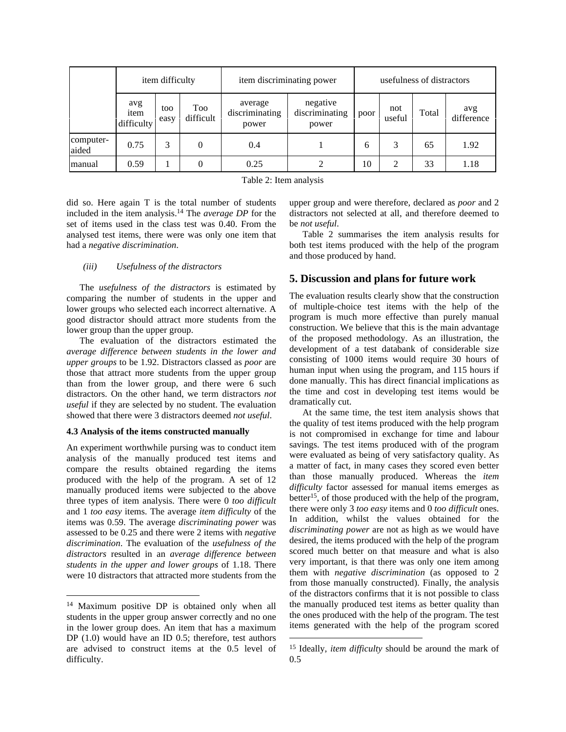| | item difficulty | | | item discriminating power | | usefulness of distractors | | | |
|---|---|---|---|---|---|---|---|---|---|
| | avg item difficulty | too easy | Too difficult | average discriminating power | negative discriminating power | poor | not useful | Total | avg difference |
| computer-aided | 0.75 | 3 | 0 | 0.4 | 1 | 6 | 3 | 65 | 1.92 |
| manual | 0.59 | 1 | 0 | 0.25 | 2 | 10 | 2 | 33 | 1.18 |

Table 2: Item analysis

did so. Here again T is the total number of students included in the item analysis.[14] The *average DP* for the set of items used in the class test was 0.40. From the analysed test items, there were was only one item that had a *negative discrimination*.

*(iii) Usefulness of the distractors*

The *usefulness of the distractors* is estimated by comparing the number of students in the upper and lower groups who selected each incorrect alternative. A good distractor should attract more students from the lower group than the upper group.

The evaluation of the distractors estimated the *average difference between students in the lower and upper groups* to be 1.92. Distractors classed as *poor* are those that attract more students from the upper group than from the lower group, and there were 6 such distractors. On the other hand, we term distractors *not useful* if they are selected by no student. The evaluation showed that there were 3 distractors deemed *not useful*.

### 4.3 Analysis of the items constructed manually

An experiment worthwhile pursing was to conduct item analysis of the manually produced test items and compare the results obtained regarding the items produced with the help of the program. A set of 12 manually produced items were subjected to the above three types of item analysis. There were 0 *too difficult* and 1 *too easy* items. The average *item difficulty* of the items was 0.59. The average *discriminating power* was assessed to be 0.25 and there were 2 items with *negative discrimination*. The evaluation of the *usefulness of the distractors* resulted in an *average difference between students in the upper and lower groups* of 1.18. There were 10 distractors that attracted more students from the upper group and were therefore, declared as *poor* and 2 distractors not selected at all, and therefore deemed to be *not useful*.

Table 2 summarises the item analysis results for both test items produced with the help of the program and those produced by hand.

## 5. Discussion and plans for future work

The evaluation results clearly show that the construction of multiple-choice test items with the help of the program is much more effective than purely manual construction. We believe that this is the main advantage of the proposed methodology. As an illustration, the development of a test databank of considerable size consisting of 1000 items would require 30 hours of human input when using the program, and 115 hours if done manually. This has direct financial implications as the time and cost in developing test items would be dramatically cut.

At the same time, the test item analysis shows that the quality of test items produced with the help program is not compromised in exchange for time and labour savings. The test items produced with of the program were evaluated as being of very satisfactory quality. As a matter of fact, in many cases they scored even better than those manually produced. Whereas the *item difficulty* factor assessed for manual items emerges as better[15], of those produced with the help of the program, there were only 3 *too easy* items and 0 *too difficult* ones. In addition, whilst the values obtained for the *discriminating power* are not as high as we would have desired, the items produced with the help of the program scored much better on that measure and what is also very important, is that there was only one item among them with *negative discrimination* (as opposed to 2 from those manually constructed). Finally, the analysis of the distractors confirms that it is not possible to class the manually produced test items as better quality than the ones produced with the help of the program. The test items generated with the help of the program scored

[14] Maximum positive DP is obtained only when all students in the upper group answer correctly and no one in the lower group does. An item that has a maximum DP (1.0) would have an ID 0.5; therefore, test authors are advised to construct items at the 0.5 level of difficulty.

[15] Ideally, *item difficulty* should be around the mark of 0.5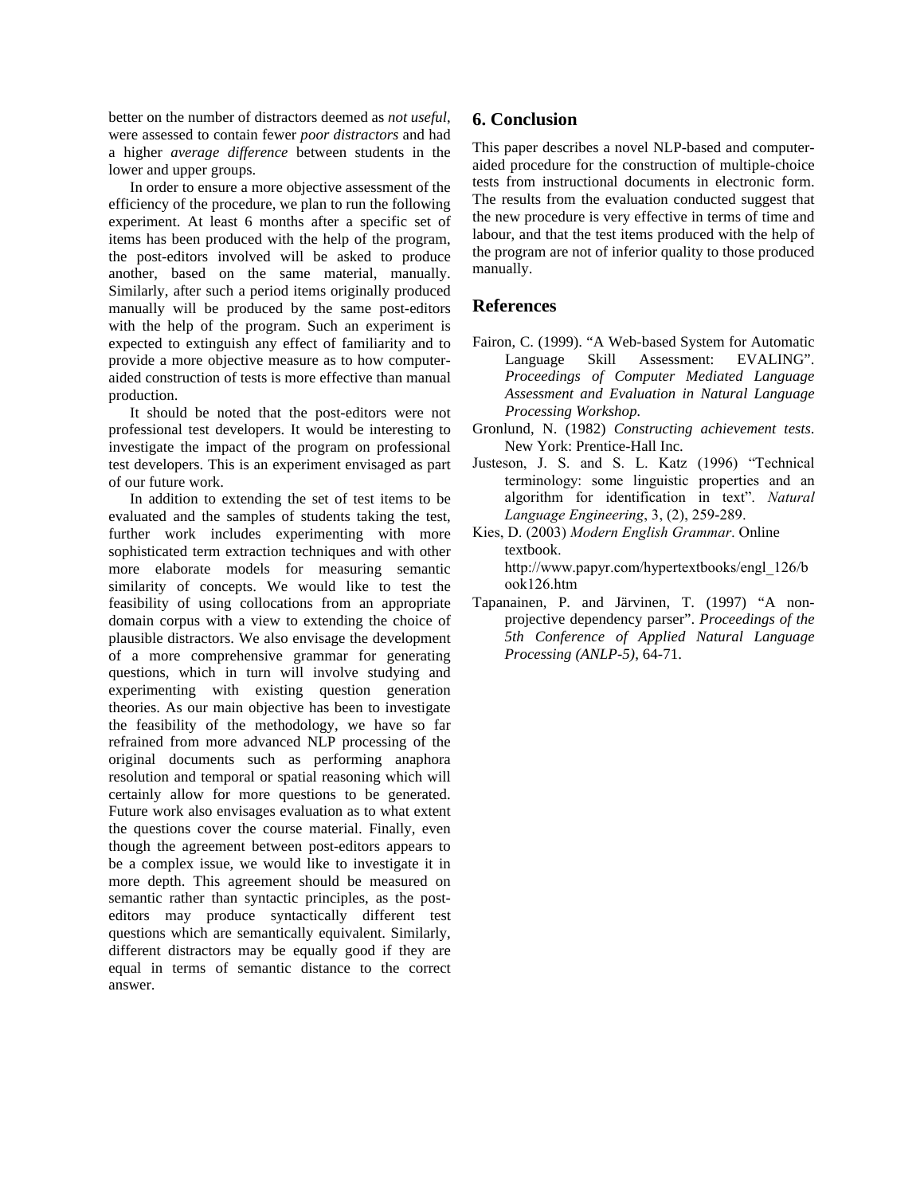better on the number of distractors deemed as *not useful*, were assessed to contain fewer *poor distractors* and had a higher *average difference* between students in the lower and upper groups.

In order to ensure a more objective assessment of the efficiency of the procedure, we plan to run the following experiment. At least 6 months after a specific set of items has been produced with the help of the program, the post-editors involved will be asked to produce another, based on the same material, manually. Similarly, after such a period items originally produced manually will be produced by the same post-editors with the help of the program. Such an experiment is expected to extinguish any effect of familiarity and to provide a more objective measure as to how computer-aided construction of tests is more effective than manual production.

It should be noted that the post-editors were not professional test developers. It would be interesting to investigate the impact of the program on professional test developers. This is an experiment envisaged as part of our future work.

In addition to extending the set of test items to be evaluated and the samples of students taking the test, further work includes experimenting with more sophisticated term extraction techniques and with other more elaborate models for measuring semantic similarity of concepts. We would like to test the feasibility of using collocations from an appropriate domain corpus with a view to extending the choice of plausible distractors. We also envisage the development of a more comprehensive grammar for generating questions, which in turn will involve studying and experimenting with existing question generation theories. As our main objective has been to investigate the feasibility of the methodology, we have so far refrained from more advanced NLP processing of the original documents such as performing anaphora resolution and temporal or spatial reasoning which will certainly allow for more questions to be generated. Future work also envisages evaluation as to what extent the questions cover the course material. Finally, even though the agreement between post-editors appears to be a complex issue, we would like to investigate it in more depth. This agreement should be measured on semantic rather than syntactic principles, as the post-editors may produce syntactically different test questions which are semantically equivalent. Similarly, different distractors may be equally good if they are equal in terms of semantic distance to the correct answer.

## 6. Conclusion

This paper describes a novel NLP-based and computer-aided procedure for the construction of multiple-choice tests from instructional documents in electronic form. The results from the evaluation conducted suggest that the new procedure is very effective in terms of time and labour, and that the test items produced with the help of the program are not of inferior quality to those produced manually.

## References

Fairon, C. (1999). "A Web-based System for Automatic Language Skill Assessment: EVALING". *Proceedings of Computer Mediated Language Assessment and Evaluation in Natural Language Processing Workshop.*

Gronlund, N. (1982) *Constructing achievement tests*. New York: Prentice-Hall Inc.

Justeson, J. S. and S. L. Katz (1996) "Technical terminology: some linguistic properties and an algorithm for identification in text". *Natural Language Engineering*, 3, (2), 259-289.

Kies, D. (2003) *Modern English Grammar*. Online textbook. http://www.papyr.com/hypertextbooks/engl_126/book126.htm

Tapanainen, P. and Järvinen, T. (1997) "A non-projective dependency parser". *Proceedings of the 5th Conference of Applied Natural Language Processing (ANLP-5)*, 64-71.